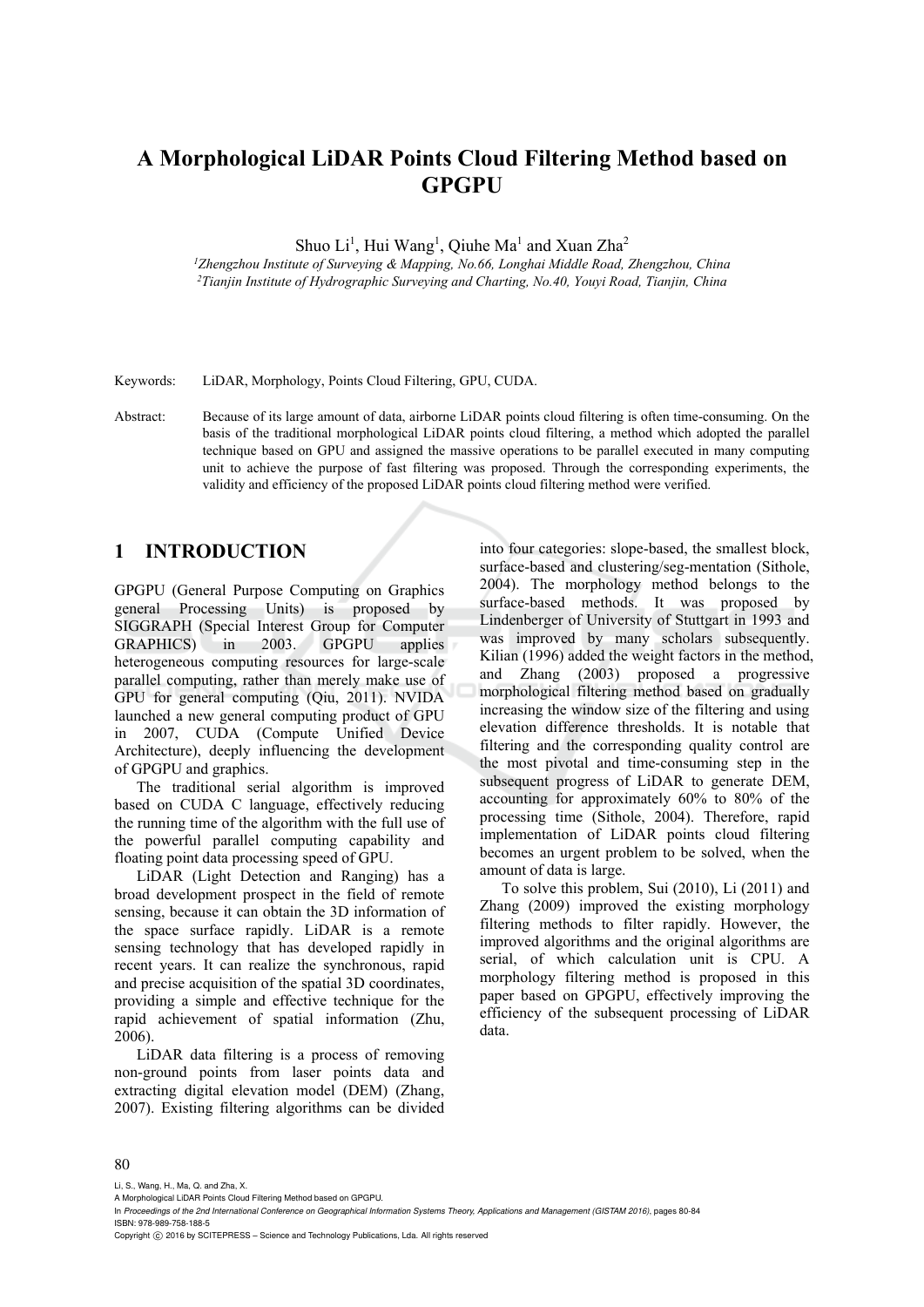# A Morphological LiDAR Points Cloud Filtering Method based on GPGPU

Shuo Li[1], Hui Wang[1], Qiuhe Ma[1] and Xuan Zha[2]

[1]*Zhengzhou Institute of Surveying & Mapping, No.66, Longhai Middle Road, Zhengzhou, China*
[2]*Tianjin Institute of Hydrographic Surveying and Charting, No.40, Youyi Road, Tianjin, China*

Keywords: LiDAR, Morphology, Points Cloud Filtering, GPU, CUDA.

Abstract: Because of its large amount of data, airborne LiDAR points cloud filtering is often time-consuming. On the basis of the traditional morphological LiDAR points cloud filtering, a method which adopted the parallel technique based on GPU and assigned the massive operations to be parallel executed in many computing unit to achieve the purpose of fast filtering was proposed. Through the corresponding experiments, the validity and efficiency of the proposed LiDAR points cloud filtering method were verified.

## 1 INTRODUCTION

GPGPU (General Purpose Computing on Graphics general Processing Units) is proposed by SIGGRAPH (Special Interest Group for Computer GRAPHICS) in 2003. GPGPU applies heterogeneous computing resources for large-scale parallel computing, rather than merely make use of GPU for general computing (Qiu, 2011). NVIDA launched a new general computing product of GPU in 2007, CUDA (Compute Unified Device Architecture), deeply influencing the development of GPGPU and graphics.

The traditional serial algorithm is improved based on CUDA C language, effectively reducing the running time of the algorithm with the full use of the powerful parallel computing capability and floating point data processing speed of GPU.

LiDAR (Light Detection and Ranging) has a broad development prospect in the field of remote sensing, because it can obtain the 3D information of the space surface rapidly. LiDAR is a remote sensing technology that has developed rapidly in recent years. It can realize the synchronous, rapid and precise acquisition of the spatial 3D coordinates, providing a simple and effective technique for the rapid achievement of spatial information (Zhu, 2006).

LiDAR data filtering is a process of removing non-ground points from laser points data and extracting digital elevation model (DEM) (Zhang, 2007). Existing filtering algorithms can be divided into four categories: slope-based, the smallest block, surface-based and clustering/seg-mentation (Sithole, 2004). The morphology method belongs to the surface-based methods. It was proposed by Lindenberger of University of Stuttgart in 1993 and was improved by many scholars subsequently. Kilian (1996) added the weight factors in the method, and Zhang (2003) proposed a progressive morphological filtering method based on gradually increasing the window size of the filtering and using elevation difference thresholds. It is notable that filtering and the corresponding quality control are the most pivotal and time-consuming step in the subsequent progress of LiDAR to generate DEM, accounting for approximately 60% to 80% of the processing time (Sithole, 2004). Therefore, rapid implementation of LiDAR points cloud filtering becomes an urgent problem to be solved, when the amount of data is large.

To solve this problem, Sui (2010), Li (2011) and Zhang (2009) improved the existing morphology filtering methods to filter rapidly. However, the improved algorithms and the original algorithms are serial, of which calculation unit is CPU. A morphology filtering method is proposed in this paper based on GPGPU, effectively improving the efficiency of the subsequent processing of LiDAR data.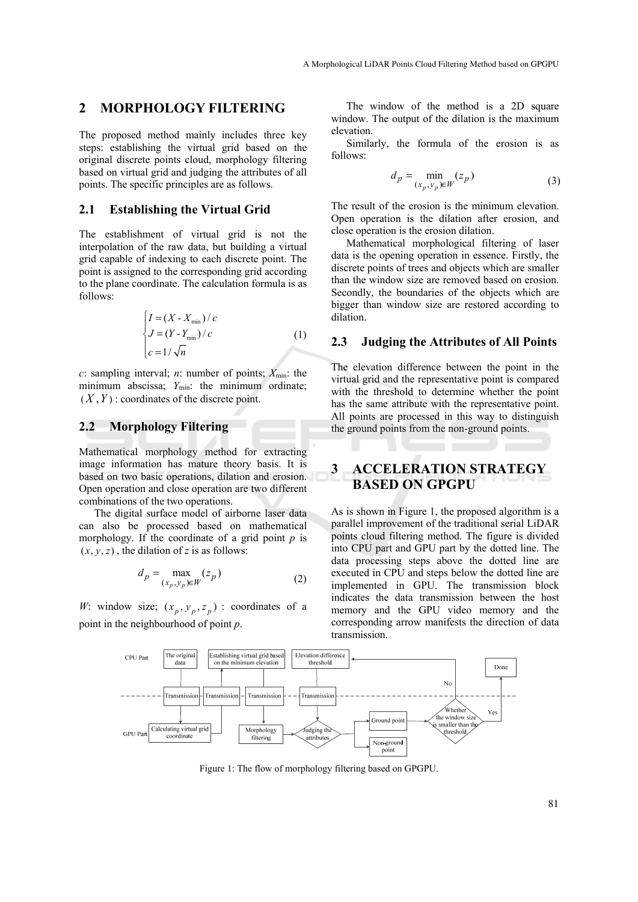## 2 MORPHOLOGY FILTERING

The proposed method mainly includes three key steps: establishing the virtual grid based on the original discrete points cloud, morphology filtering based on virtual grid and judging the attributes of all points. The specific principles are as follows.

### 2.1 Establishing the Virtual Grid

The establishment of virtual grid is not the interpolation of the raw data, but building a virtual grid capable of indexing to each discrete point. The point is assigned to the corresponding grid according to the plane coordinate. The calculation formula is as follows:

$$\begin{cases} I = (X - X_{\min}) / c \\ J = (Y - Y_{\min}) / c \\ c = 1 / \sqrt{n} \end{cases} \tag{1}$$

$c$: sampling interval; $n$: number of points; $X_{\min}$: the minimum abscissa; $Y_{\min}$: the minimum ordinate; $(X, Y)$ : coordinates of the discrete point.

### 2.2 Morphology Filtering

Mathematical morphology method for extracting image information has mature theory basis. It is based on two basic operations, dilation and erosion. Open operation and close operation are two different combinations of the two operations.

The digital surface model of airborne laser data can also be processed based on mathematical morphology. If the coordinate of a grid point $p$ is $(x, y, z)$, the dilation of $z$ is as follows:

$$d_p = \max_{(x_p, y_p) \in W} (z_p) \tag{2}$$

$W$: window size; $(x_p, y_p, z_p)$ : coordinates of a point in the neighbourhood of point $p$.

The window of the method is a 2D square window. The output of the dilation is the maximum elevation.

Similarly, the formula of the erosion is as follows:

$$d_p = \min_{(x_p, y_p) \in W} (z_p) \tag{3}$$

The result of the erosion is the minimum elevation. Open operation is the dilation after erosion, and close operation is the erosion dilation.

Mathematical morphological filtering of laser data is the opening operation in essence. Firstly, the discrete points of trees and objects which are smaller than the window size are removed based on erosion. Secondly, the boundaries of the objects which are bigger than window size are restored according to dilation.

### 2.3 Judging the Attributes of All Points

The elevation difference between the point in the virtual grid and the representative point is compared with the threshold to determine whether the point has the same attribute with the representative point. All points are processed in this way to distinguish the ground points from the non-ground points.

## 3 ACCELERATION STRATEGY BASED ON GPGPU

As is shown in Figure 1, the proposed algorithm is a parallel improvement of the traditional serial LiDAR points cloud filtering method. The figure is divided into CPU part and GPU part by the dotted line. The data processing steps above the dotted line are executed in CPU and steps below the dotted line are implemented in GPU. The transmission block indicates the data transmission between the host memory and the GPU video memory and the corresponding arrow manifests the direction of data transmission.

Figure 1: The flow of morphology filtering based on GPGPU.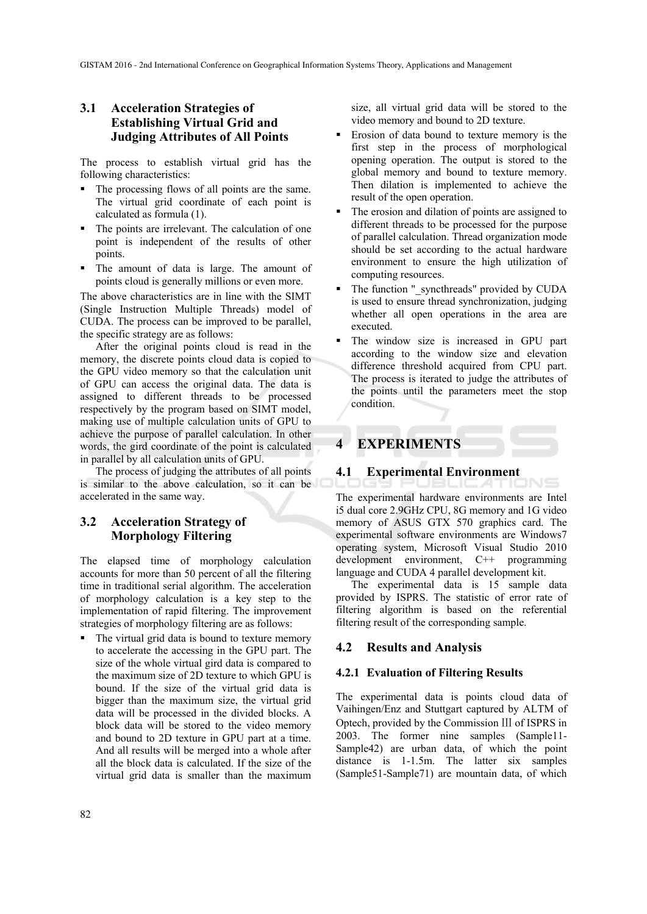### 3.1 Acceleration Strategies of Establishing Virtual Grid and Judging Attributes of All Points

The process to establish virtual grid has the following characteristics:

- The processing flows of all points are the same. The virtual grid coordinate of each point is calculated as formula (1).
- The points are irrelevant. The calculation of one point is independent of the results of other points.
- The amount of data is large. The amount of points cloud is generally millions or even more.

The above characteristics are in line with the SIMT (Single Instruction Multiple Threads) model of CUDA. The process can be improved to be parallel, the specific strategy are as follows:

After the original points cloud is read in the memory, the discrete points cloud data is copied to the GPU video memory so that the calculation unit of GPU can access the original data. The data is assigned to different threads to be processed respectively by the program based on SIMT model, making use of multiple calculation units of GPU to achieve the purpose of parallel calculation. In other words, the gird coordinate of the point is calculated in parallel by all calculation units of GPU.

The process of judging the attributes of all points is similar to the above calculation, so it can be accelerated in the same way.

### 3.2 Acceleration Strategy of Morphology Filtering

The elapsed time of morphology calculation accounts for more than 50 percent of all the filtering time in traditional serial algorithm. The acceleration of morphology calculation is a key step to the implementation of rapid filtering. The improvement strategies of morphology filtering are as follows:

- The virtual grid data is bound to texture memory to accelerate the accessing in the GPU part. The size of the whole virtual gird data is compared to the maximum size of 2D texture to which GPU is bound. If the size of the virtual grid data is bigger than the maximum size, the virtual grid data will be processed in the divided blocks. A block data will be stored to the video memory and bound to 2D texture in GPU part at a time. And all results will be merged into a whole after all the block data is calculated. If the size of the virtual grid data is smaller than the maximum size, all virtual grid data will be stored to the video memory and bound to 2D texture.
- Erosion of data bound to texture memory is the first step in the process of morphological opening operation. The output is stored to the global memory and bound to texture memory. Then dilation is implemented to achieve the result of the open operation.
- The erosion and dilation of points are assigned to different threads to be processed for the purpose of parallel calculation. Thread organization mode should be set according to the actual hardware environment to ensure the high utilization of computing resources.
- The function "_syncthreads" provided by CUDA is used to ensure thread synchronization, judging whether all open operations in the area are executed.
- The window size is increased in GPU part according to the window size and elevation difference threshold acquired from CPU part. The process is iterated to judge the attributes of the points until the parameters meet the stop condition.

## 4 EXPERIMENTS

### 4.1 Experimental Environment

The experimental hardware environments are Intel i5 dual core 2.9GHz CPU, 8G memory and 1G video memory of ASUS GTX 570 graphics card. The experimental software environments are Windows7 operating system, Microsoft Visual Studio 2010 development environment, C++ programming language and CUDA 4 parallel development kit.

The experimental data is 15 sample data provided by ISPRS. The statistic of error rate of filtering algorithm is based on the referential filtering result of the corresponding sample.

### 4.2 Results and Analysis

#### 4.2.1 Evaluation of Filtering Results

The experimental data is points cloud data of Vaihingen/Enz and Stuttgart captured by ALTM of Optech, provided by the Commission Ⅲ of ISPRS in 2003. The former nine samples (Sample11-Sample42) are urban data, of which the point distance is 1-1.5m. The latter six samples (Sample51-Sample71) are mountain data, of which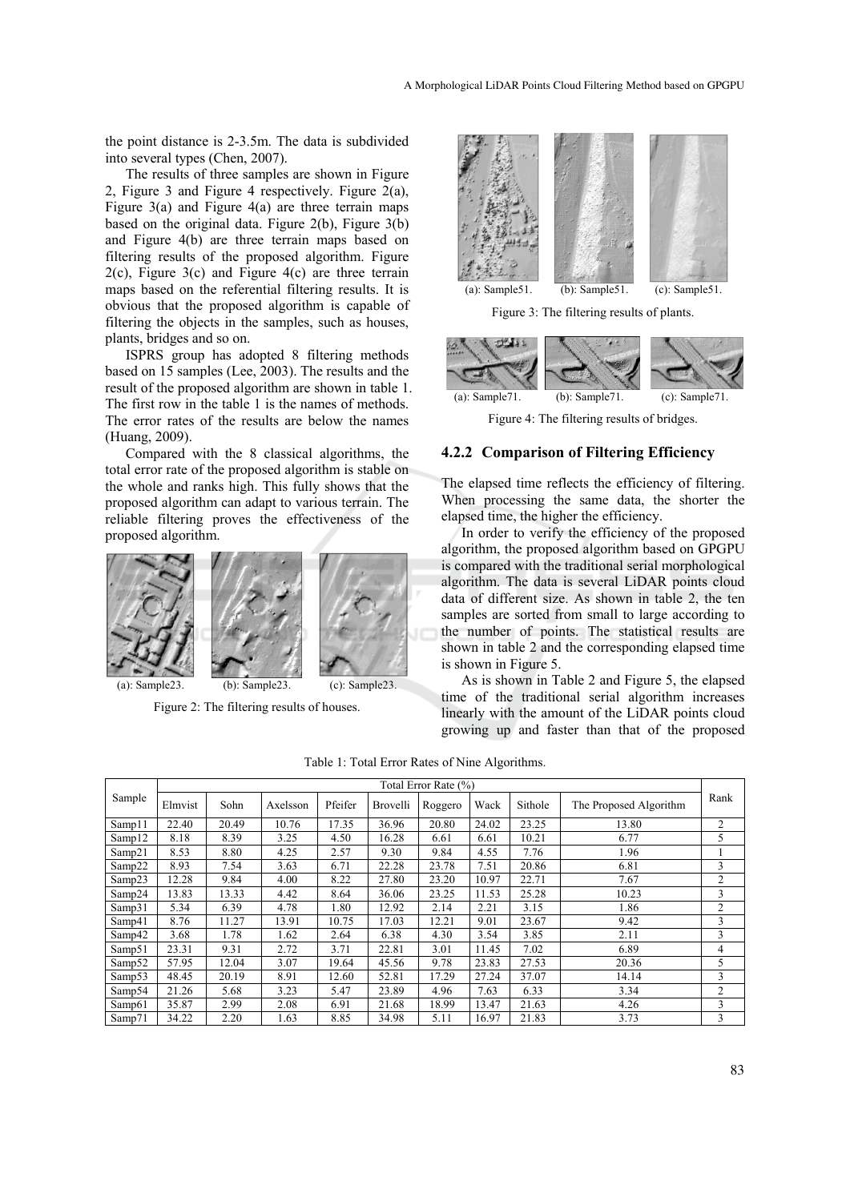the point distance is 2-3.5m. The data is subdivided into several types (Chen, 2007).

The results of three samples are shown in Figure 2, Figure 3 and Figure 4 respectively. Figure 2(a), Figure 3(a) and Figure 4(a) are three terrain maps based on the original data. Figure 2(b), Figure 3(b) and Figure 4(b) are three terrain maps based on filtering results of the proposed algorithm. Figure 2(c), Figure 3(c) and Figure 4(c) are three terrain maps based on the referential filtering results. It is obvious that the proposed algorithm is capable of filtering the objects in the samples, such as houses, plants, bridges and so on.

ISPRS group has adopted 8 filtering methods based on 15 samples (Lee, 2003). The results and the result of the proposed algorithm are shown in table 1. The first row in the table 1 is the names of methods. The error rates of the results are below the names (Huang, 2009).

Compared with the 8 classical algorithms, the total error rate of the proposed algorithm is stable on the whole and ranks high. This fully shows that the proposed algorithm can adapt to various terrain. The reliable filtering proves the effectiveness of the proposed algorithm.

(a): Sample23. (b): Sample23. (c): Sample23.

Figure 2: The filtering results of houses.

(a): Sample51. (b): Sample51. (c): Sample51.

Figure 3: The filtering results of plants.

(a): Sample71. (b): Sample71. (c): Sample71.

Figure 4: The filtering results of bridges.

### 4.2.2 Comparison of Filtering Efficiency

The elapsed time reflects the efficiency of filtering. When processing the same data, the shorter the elapsed time, the higher the efficiency.

In order to verify the efficiency of the proposed algorithm, the proposed algorithm based on GPGPU is compared with the traditional serial morphological algorithm. The data is several LiDAR points cloud data of different size. As shown in table 2, the ten samples are sorted from small to large according to the number of points. The statistical results are shown in table 2 and the corresponding elapsed time is shown in Figure 5.

As is shown in Table 2 and Figure 5, the elapsed time of the traditional serial algorithm increases linearly with the amount of the LiDAR points cloud growing up and faster than that of the proposed

Table 1: Total Error Rates of Nine Algorithms.

| Sample | Total Error Rate (%) | | | | | | | | | Rank |
|---|---|---|---|---|---|---|---|---|---|---|
| | Elmvist | Sohn | Axelsson | Pfeifer | Brovelli | Roggero | Wack | Sithole | The Proposed Algorithm | |
| Samp11 | 22.40 | 20.49 | 10.76 | 17.35 | 36.96 | 20.80 | 24.02 | 23.25 | 13.80 | 2 |
| Samp12 | 8.18 | 8.39 | 3.25 | 4.50 | 16.28 | 6.61 | 6.61 | 10.21 | 6.77 | 5 |
| Samp21 | 8.53 | 8.80 | 4.25 | 2.57 | 9.30 | 9.84 | 4.55 | 7.76 | 1.96 | 1 |
| Samp22 | 8.93 | 7.54 | 3.63 | 6.71 | 22.28 | 23.78 | 7.51 | 20.86 | 6.81 | 3 |
| Samp23 | 12.28 | 9.84 | 4.00 | 8.22 | 27.80 | 23.20 | 10.97 | 22.71 | 7.67 | 2 |
| Samp24 | 13.83 | 13.33 | 4.42 | 8.64 | 36.06 | 23.25 | 11.53 | 25.28 | 10.23 | 3 |
| Samp31 | 5.34 | 6.39 | 4.78 | 1.80 | 12.92 | 2.14 | 2.21 | 3.15 | 1.86 | 2 |
| Samp41 | 8.76 | 11.27 | 13.91 | 10.75 | 17.03 | 12.21 | 9.01 | 23.67 | 9.42 | 3 |
| Samp42 | 3.68 | 1.78 | 1.62 | 2.64 | 6.38 | 4.30 | 3.54 | 3.85 | 2.11 | 3 |
| Samp51 | 23.31 | 9.31 | 2.72 | 3.71 | 22.81 | 3.01 | 11.45 | 7.02 | 6.89 | 4 |
| Samp52 | 57.95 | 12.04 | 3.07 | 19.64 | 45.56 | 9.78 | 23.83 | 27.53 | 20.36 | 5 |
| Samp53 | 48.45 | 20.19 | 8.91 | 12.60 | 52.81 | 17.29 | 27.24 | 37.07 | 14.14 | 3 |
| Samp54 | 21.26 | 5.68 | 3.23 | 5.47 | 23.89 | 4.96 | 7.63 | 6.33 | 3.34 | 2 |
| Samp61 | 35.87 | 2.99 | 2.08 | 6.91 | 21.68 | 18.99 | 13.47 | 21.63 | 4.26 | 3 |
| Samp71 | 34.22 | 2.20 | 1.63 | 8.85 | 34.98 | 5.11 | 16.97 | 21.83 | 3.73 | 3 |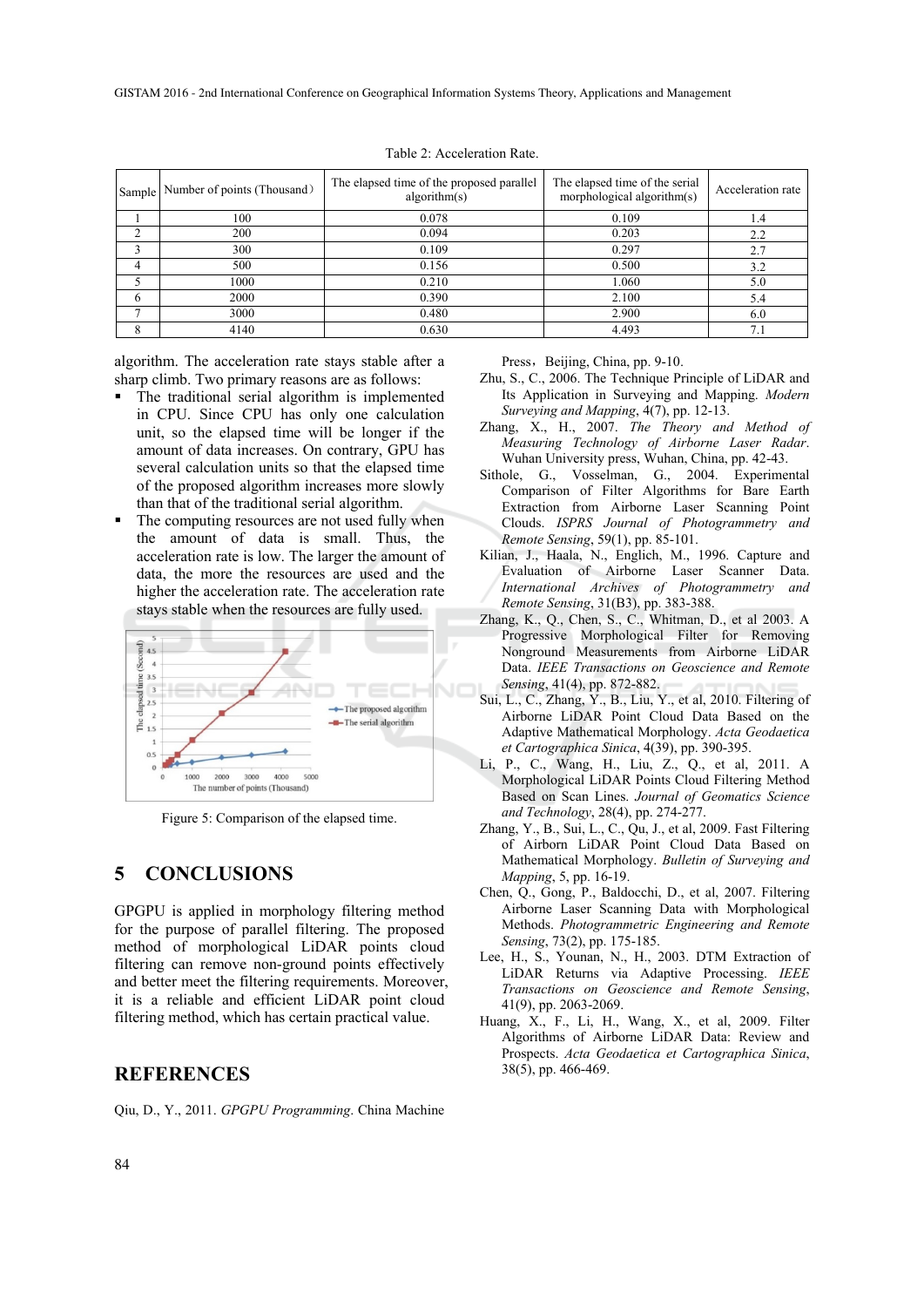Table 2: Acceleration Rate.

| Sample | Number of points (Thousand) | The elapsed time of the proposed parallel algorithm(s) | The elapsed time of the serial morphological algorithm(s) | Acceleration rate |
|---|---|---|---|---|
| 1 | 100 | 0.078 | 0.109 | 1.4 |
| 2 | 200 | 0.094 | 0.203 | 2.2 |
| 3 | 300 | 0.109 | 0.297 | 2.7 |
| 4 | 500 | 0.156 | 0.500 | 3.2 |
| 5 | 1000 | 0.210 | 1.060 | 5.0 |
| 6 | 2000 | 0.390 | 2.100 | 5.4 |
| 7 | 3000 | 0.480 | 2.900 | 6.0 |
| 8 | 4140 | 0.630 | 4.493 | 7.1 |

algorithm. The acceleration rate stays stable after a sharp climb. Two primary reasons are as follows:

- The traditional serial algorithm is implemented in CPU. Since CPU has only one calculation unit, so the elapsed time will be longer if the amount of data increases. On contrary, GPU has several calculation units so that the elapsed time of the proposed algorithm increases more slowly than that of the traditional serial algorithm.
- The computing resources are not used fully when the amount of data is small. Thus, the acceleration rate is low. The larger the amount of data, the more the resources are used and the higher the acceleration rate. The acceleration rate stays stable when the resources are fully used.

The elapsed time (Second)
5
4.5
4
3.5
3
2.5
2
1.5
1
0.5
0
0 1000 2000 3000 4000 5000
The number of points (Thousand)
The proposed algorithm
The serial algorithm

Figure 5: Comparison of the elapsed time.

## 5 CONCLUSIONS

GPGPU is applied in morphology filtering method for the purpose of parallel filtering. The proposed method of morphological LiDAR points cloud filtering can remove non-ground points effectively and better meet the filtering requirements. Moreover, it is a reliable and efficient LiDAR point cloud filtering method, which has certain practical value.

## REFERENCES

Qiu, D., Y., 2011. *GPGPU Programming*. China Machine Press，Beijing, China, pp. 9-10.

Zhu, S., C., 2006. The Technique Principle of LiDAR and Its Application in Surveying and Mapping. *Modern Surveying and Mapping*, 4(7), pp. 12-13.

Zhang, X., H., 2007. *The Theory and Method of Measuring Technology of Airborne Laser Radar*. Wuhan University press, Wuhan, China, pp. 42-43.

Sithole, G., Vosselman, G., 2004. Experimental Comparison of Filter Algorithms for Bare Earth Extraction from Airborne Laser Scanning Point Clouds. *ISPRS Journal of Photogrammetry and Remote Sensing*, 59(1), pp. 85-101.

Kilian, J., Haala, N., Englich, M., 1996. Capture and Evaluation of Airborne Laser Scanner Data. *International Archives of Photogrammetry and Remote Sensing*, 31(B3), pp. 383-388.

Zhang, K., Q., Chen, S., C., Whitman, D., et al 2003. A Progressive Morphological Filter for Removing Nonground Measurements from Airborne LiDAR Data. *IEEE Transactions on Geoscience and Remote Sensing*, 41(4), pp. 872-882.

Sui, L., C., Zhang, Y., B., Liu, Y., et al, 2010. Filtering of Airborne LiDAR Point Cloud Data Based on the Adaptive Mathematical Morphology. *Acta Geodaetica et Cartographica Sinica*, 4(39), pp. 390-395.

Li, P., C., Wang, H., Liu, Z., Q., et al, 2011. A Morphological LiDAR Points Cloud Filtering Method Based on Scan Lines. *Journal of Geomatics Science and Technology*, 28(4), pp. 274-277.

Zhang, Y., B., Sui, L., C., Qu, J., et al, 2009. Fast Filtering of Airborn LiDAR Point Cloud Data Based on Mathematical Morphology. *Bulletin of Surveying and Mapping*, 5, pp. 16-19.

Chen, Q., Gong, P., Baldocchi, D., et al, 2007. Filtering Airborne Laser Scanning Data with Morphological Methods. *Photogrammetric Engineering and Remote Sensing*, 73(2), pp. 175-185.

Lee, H., S., Younan, N., H., 2003. DTM Extraction of LiDAR Returns via Adaptive Processing. *IEEE Transactions on Geoscience and Remote Sensing*, 41(9), pp. 2063-2069.

Huang, X., F., Li, H., Wang, X., et al, 2009. Filter Algorithms of Airborne LiDAR Data: Review and Prospects. *Acta Geodaetica et Cartographica Sinica*, 38(5), pp. 466-469.